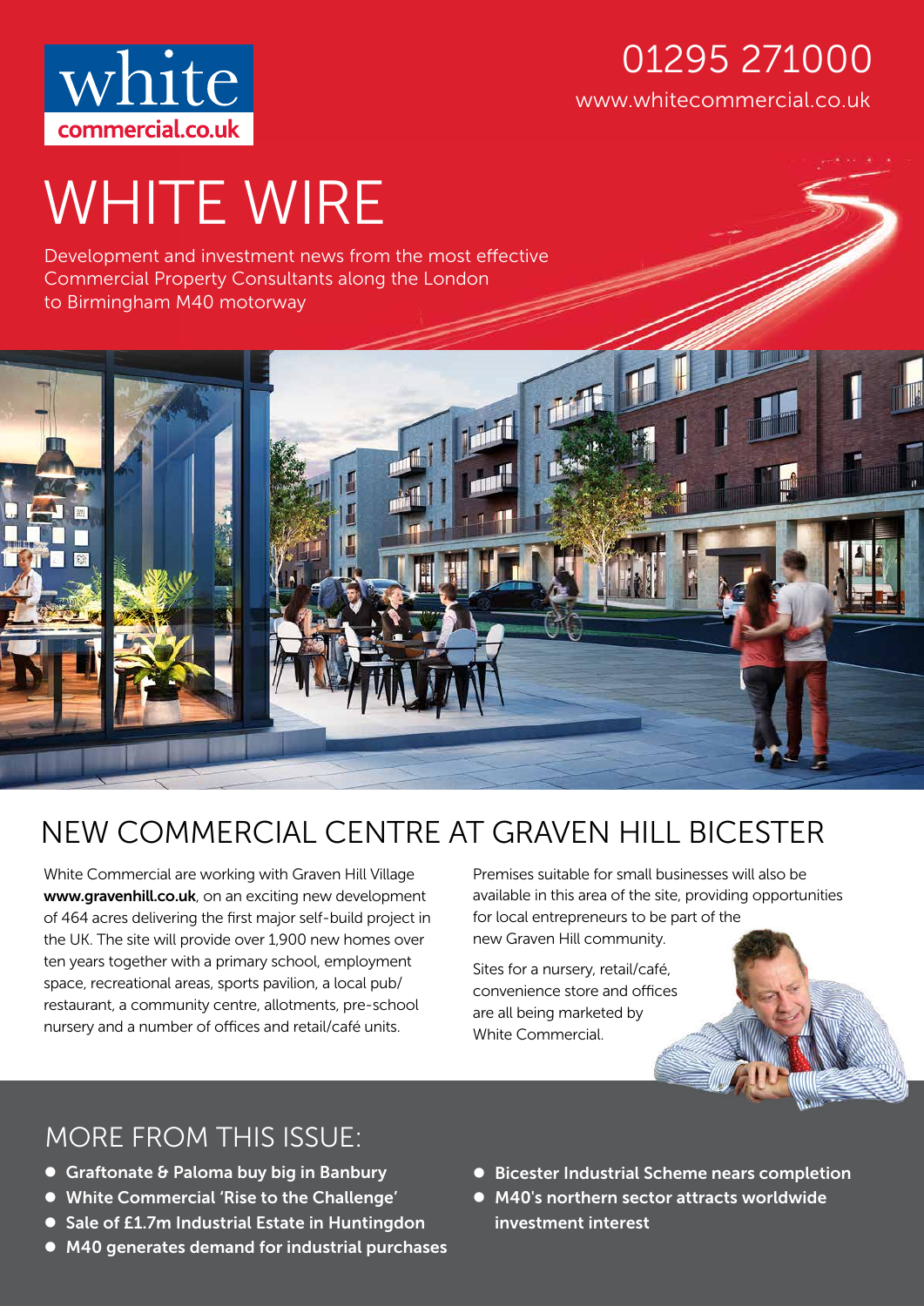white
commercial.co.uk

01295 271000

www.whitecommercial.co.uk

# WHITE WIRE

Development and investment news from the most effective Commercial Property Consultants along the London to Birmingham M40 motorway

## NEW COMMERCIAL CENTRE AT GRAVEN HILL BICESTER

White Commercial are working with Graven Hill Village **www.gravenhill.co.uk**, on an exciting new development of 464 acres delivering the first major self-build project in the UK. The site will provide over 1,900 new homes over ten years together with a primary school, employment space, recreational areas, sports pavilion, a local pub/restaurant, a community centre, allotments, pre-school nursery and a number of offices and retail/café units.

Premises suitable for small businesses will also be available in this area of the site, providing opportunities for local entrepreneurs to be part of the new Graven Hill community.

Sites for a nursery, retail/café, convenience store and offices are all being marketed by White Commercial.

## MORE FROM THIS ISSUE:

- **Graftonate & Paloma buy big in Banbury**
- **White Commercial 'Rise to the Challenge'**
- **Sale of £1.7m Industrial Estate in Huntingdon**
- **M40 generates demand for industrial purchases**
- **Bicester Industrial Scheme nears completion**
- **M40's northern sector attracts worldwide investment interest**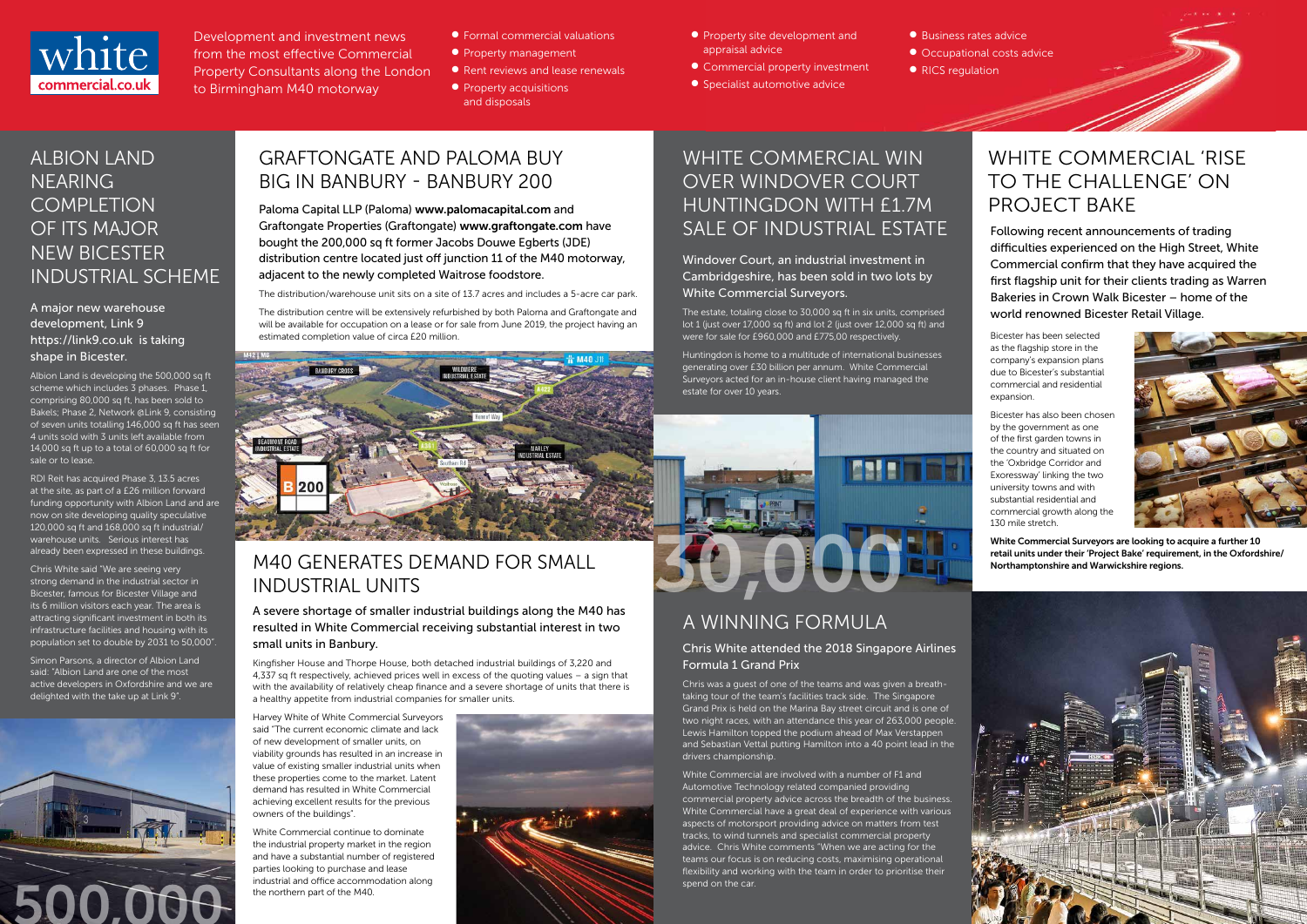# white commercial.co.uk

Development and investment news from the most effective Commercial Property Consultants along the London to Birmingham M40 motorway

- Formal commercial valuations
- Property management
- Rent reviews and lease renewals
- Property acquisitions and disposals
- Property site development and appraisal advice
- Commercial property investment
- Specialist automotive advice
- Business rates advice
- Occupational costs advice
- RICS regulation

## ALBION LAND NEARING COMPLETION OF ITS MAJOR NEW BICESTER INDUSTRIAL SCHEME

A major new warehouse development, Link 9 https://link9.co.uk is taking shape in Bicester.

Albion Land is developing the 500,000 sq ft scheme which includes 3 phases. Phase 1, comprising 80,000 sq ft, has been sold to Bakels; Phase 2, Network @Link 9, consisting of seven units totalling 146,000 sq ft has seen 4 units sold with 3 units left available from 14,000 sq ft up to a total of 60,000 sq ft for sale or to lease.

RDI Reit has acquired Phase 3, 13.5 acres at the site, as part of a £26 million forward funding opportunity with Albion Land and are now on site developing quality speculative 120,000 sq ft and 168,000 sq ft industrial/ warehouse units. Serious interest has already been expressed in these buildings.

Chris White said "We are seeing very strong demand in the industrial sector in Bicester, famous for Bicester Village and its 6 million visitors each year. The area is attracting significant investment in both its infrastructure facilities and housing with its population set to double by 2031 to 50,000".

Simon Parsons, a director of Albion Land said: "Albion Land are one of the most active developers in Oxfordshire and we are delighted with the take up at Link 9".

500,000

## GRAFTONGATE AND PALOMA BUY BIG IN BANBURY - BANBURY 200

Paloma Capital LLP (Paloma) **www.palomacapital.com** and Graftongate Properties (Graftongate) **www.graftongate.com** have bought the 200,000 sq ft former Jacobs Douwe Egberts (JDE) distribution centre located just off junction 11 of the M40 motorway, adjacent to the newly completed Waitrose foodstore.

The distribution/warehouse unit sits on a site of 13.7 acres and includes a 5-acre car park.

The distribution centre will be extensively refurbished by both Paloma and Graftongate and will be available for occupation on a lease or for sale from June 2019, the project having an estimated completion value of circa £20 million.

## M40 GENERATES DEMAND FOR SMALL INDUSTRIAL UNITS

A severe shortage of smaller industrial buildings along the M40 has resulted in White Commercial receiving substantial interest in two small units in Banbury.

Kingfisher House and Thorpe House, both detached industrial buildings of 3,220 and 4,337 sq ft respectively, achieved prices well in excess of the quoting values – a sign that with the availability of relatively cheap finance and a severe shortage of units that there is a healthy appetite from industrial companies for smaller units.

Harvey White of White Commercial Surveyors said "The current economic climate and lack of new development of smaller units, on viability grounds has resulted in an increase in value of existing smaller industrial units when these properties come to the market. Latent demand has resulted in White Commercial achieving excellent results for the previous owners of the buildings".

White Commercial continue to dominate the industrial property market in the region and have a substantial number of registered parties looking to purchase and lease industrial and office accommodation along the northern part of the M40.

## WHITE COMMERCIAL WIN OVER WINDOVER COURT HUNTINGDON WITH £1.7M SALE OF INDUSTRIAL ESTATE

Windover Court, an industrial investment in Cambridgeshire, has been sold in two lots by White Commercial Surveyors.

The estate, totaling close to 30,000 sq ft in six units, comprised lot 1 (just over 17,000 sq ft) and lot 2 (just over 12,000 sq ft) and were for sale for £960,000 and £775,00 respectively.

Huntingdon is home to a multitude of international businesses generating over £30 billion per annum. White Commercial Surveyors acted for an in-house client having managed the estate for over 10 years.

30,000

## A WINNING FORMULA

### Chris White attended the 2018 Singapore Airlines Formula 1 Grand Prix

Chris was a guest of one of the teams and was given a breath-taking tour of the team's facilities track side. The Singapore Grand Prix is held on the Marina Bay street circuit and is one of two night races, with an attendance this year of 263,000 people. Lewis Hamilton topped the podium ahead of Max Verstappen and Sebastian Vettal putting Hamilton into a 40 point lead in the drivers championship.

White Commercial are involved with a number of F1 and Automotive Technology related companied providing commercial property advice across the breadth of the business. White Commercial have a great deal of experience with various aspects of motorsport providing advice on matters from test tracks, to wind tunnels and specialist commercial property advice. Chris White comments "When we are acting for the teams our focus is on reducing costs, maximising operational flexibility and working with the team in order to prioritise their spend on the car.

## WHITE COMMERCIAL 'RISE TO THE CHALLENGE' ON PROJECT BAKE

Following recent announcements of trading difficulties experienced on the High Street, White Commercial confirm that they have acquired the first flagship unit for their clients trading as Warren Bakeries in Crown Walk Bicester – home of the world renowned Bicester Retail Village.

Bicester has been selected as the flagship store in the company's expansion plans due to Bicester's substantial commercial and residential expansion.

Bicester has also been chosen by the government as one of the first garden towns in the country and situated on the 'Oxbridge Corridor and Exoressway' linking the two university towns and with substantial residential and commercial growth along the 130 mile stretch.

**White Commercial Surveyors are looking to acquire a further 10 retail units under their 'Project Bake' requirement, in the Oxfordshire/ Northamptonshire and Warwickshire regions.**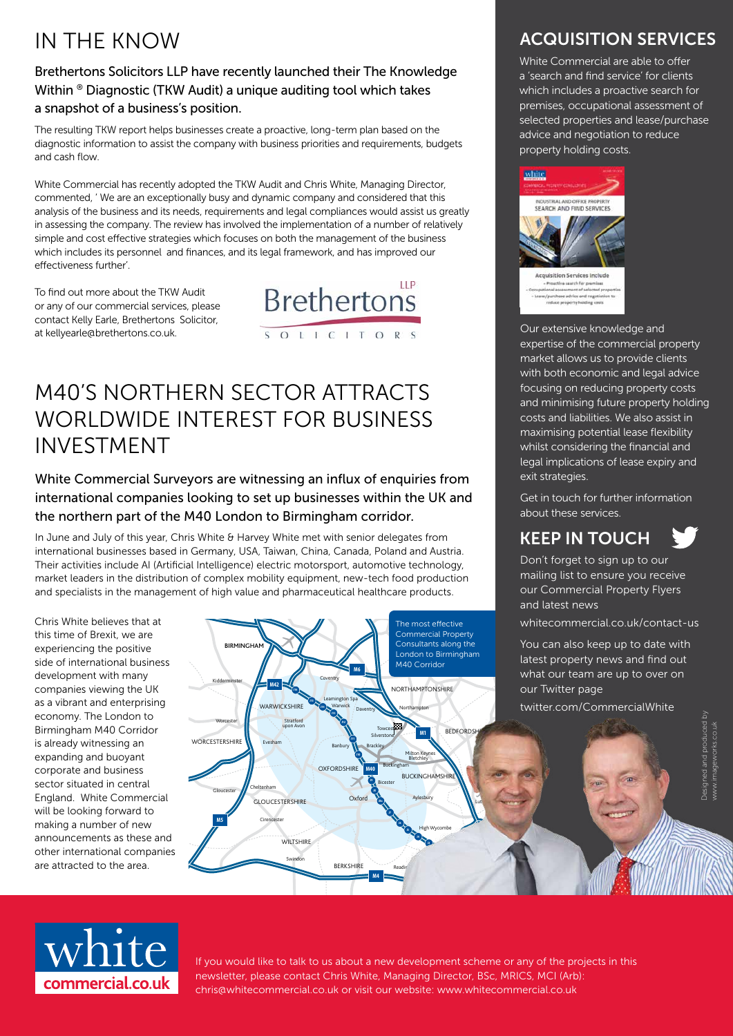# IN THE KNOW

## Brethertons Solicitors LLP have recently launched their The Knowledge Within ® Diagnostic (TKW Audit) a unique auditing tool which takes a snapshot of a business's position.

The resulting TKW report helps businesses create a proactive, long-term plan based on the diagnostic information to assist the company with business priorities and requirements, budgets and cash flow.

White Commercial has recently adopted the TKW Audit and Chris White, Managing Director, commented, ' We are an exceptionally busy and dynamic company and considered that this analysis of the business and its needs, requirements and legal compliances would assist us greatly in assessing the company. The review has involved the implementation of a number of relatively simple and cost effective strategies which focuses on both the management of the business which includes its personnel and finances, and its legal framework, and has improved our effectiveness further'.

To find out more about the TKW Audit or any of our commercial services, please contact Kelly Earle, Brethertons Solicitor, at kellyearle@brethertons.co.uk.

Brethertons LLP SOLICITORS

# M40'S NORTHERN SECTOR ATTRACTS WORLDWIDE INTEREST FOR BUSINESS INVESTMENT

## White Commercial Surveyors are witnessing an influx of enquiries from international companies looking to set up businesses within the UK and the northern part of the M40 London to Birmingham corridor.

In June and July of this year, Chris White & Harvey White met with senior delegates from international businesses based in Germany, USA, Taiwan, China, Canada, Poland and Austria. Their activities include AI (Artificial Intelligence) electric motorsport, automotive technology, market leaders in the distribution of complex mobility equipment, new-tech food production and specialists in the management of high value and pharmaceutical healthcare products.

Chris White believes that at this time of Brexit, we are experiencing the positive side of international business development with many companies viewing the UK as a vibrant and enterprising economy. The London to Birmingham M40 Corridor is already witnessing an expanding and buoyant corporate and business sector situated in central England. White Commercial will be looking forward to making a number of new announcements as these and other international companies are attracted to the area.

The most effective Commercial Property Consultants along the London to Birmingham M40 Corridor

BIRMINGHAM
M6
M42
Kidderminster
Coventry
NORTHAMPTONSHIRE
Leamington Spa
Warwick
WARWICKSHIRE
Daventry
Northampton
Worcester
Stratford upon Avon
Towcester
Silverstone
M1
BEDFORDSHIRE
WORCESTERSHIRE
Evesham
Banbury
Brackley
Milton Keynes
Bletchley
Buckingham
OXFORDSHIRE
M40
BUCKINGHAMSHIRE
Bicester
Cheltenham
Gloucester
GLOUCESTERSHIRE
Oxford
Aylesbury
M5
Cirencester
High Wycombe
WILTSHIRE
Swindon
BERKSHIRE
Reading
M4

# ACQUISITION SERVICES

White Commercial are able to offer a 'search and find service' for clients which includes a proactive search for premises, occupational assessment of selected properties and lease/purchase advice and negotiation to reduce property holding costs.

INDUSTRIAL AND OFFICE PROPERTY SEARCH AND FIND SERVICES

Acquisition Services include
- Proactive search for premises
- Occupational assessment of selected properties
- Lease/purchase advice and negotiation to reduce property holding costs

Our extensive knowledge and expertise of the commercial property market allows us to provide clients with both economic and legal advice focusing on reducing property costs and minimising future property holding costs and liabilities. We also assist in maximising potential lease flexibility whilst considering the financial and legal implications of lease expiry and exit strategies.

Get in touch for further information about these services.

# KEEP IN TOUCH

Don't forget to sign up to our mailing list to ensure you receive our Commercial Property Flyers and latest news

whitecommercial.co.uk/contact-us

You can also keep up to date with latest property news and find out what our team are up to over on our Twitter page

twitter.com/CommercialWhite

Designed and produced by www.imageworks.co.uk

white commercial.co.uk

If you would like to talk to us about a new development scheme or any of the projects in this newsletter, please contact Chris White, Managing Director, BSc, MRICS, MCI (Arb): chris@whitecommercial.co.uk or visit our website: www.whitecommercial.co.uk